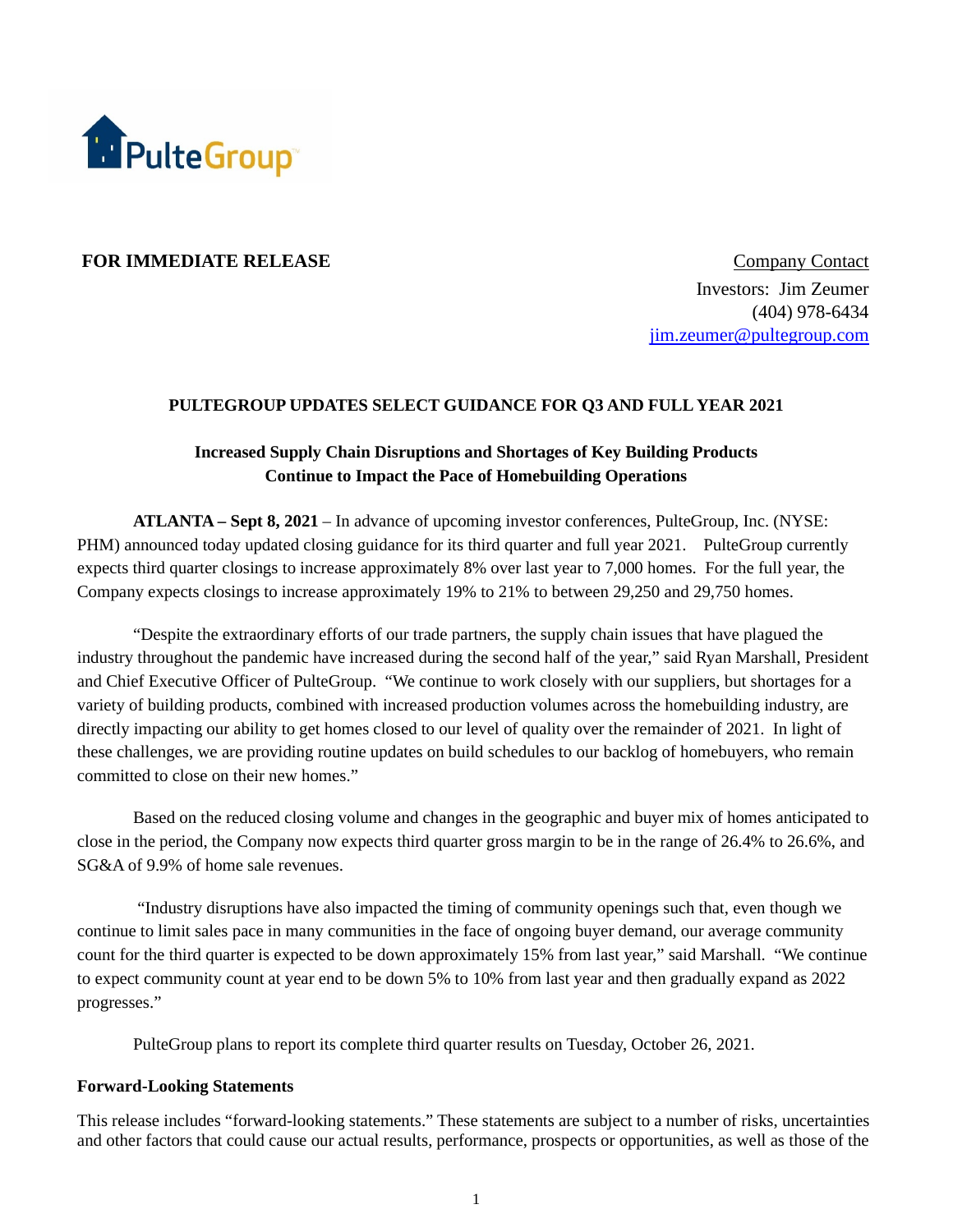**FOR IMMEDIATE RELEASE**

Company Contact
Investors: Jim Zeumer
(404) 978-6434
jim.zeumer@pultegroup.com

# PULTEGROUP UPDATES SELECT GUIDANCE FOR Q3 AND FULL YEAR 2021

## Increased Supply Chain Disruptions and Shortages of Key Building Products Continue to Impact the Pace of Homebuilding Operations

**ATLANTA – Sept 8, 2021** – In advance of upcoming investor conferences, PulteGroup, Inc. (NYSE: PHM) announced today updated closing guidance for its third quarter and full year 2021. PulteGroup currently expects third quarter closings to increase approximately 8% over last year to 7,000 homes. For the full year, the Company expects closings to increase approximately 19% to 21% to between 29,250 and 29,750 homes.

"Despite the extraordinary efforts of our trade partners, the supply chain issues that have plagued the industry throughout the pandemic have increased during the second half of the year," said Ryan Marshall, President and Chief Executive Officer of PulteGroup. "We continue to work closely with our suppliers, but shortages for a variety of building products, combined with increased production volumes across the homebuilding industry, are directly impacting our ability to get homes closed to our level of quality over the remainder of 2021. In light of these challenges, we are providing routine updates on build schedules to our backlog of homebuyers, who remain committed to close on their new homes."

Based on the reduced closing volume and changes in the geographic and buyer mix of homes anticipated to close in the period, the Company now expects third quarter gross margin to be in the range of 26.4% to 26.6%, and SG&A of 9.9% of home sale revenues.

"Industry disruptions have also impacted the timing of community openings such that, even though we continue to limit sales pace in many communities in the face of ongoing buyer demand, our average community count for the third quarter is expected to be down approximately 15% from last year," said Marshall. "We continue to expect community count at year end to be down 5% to 10% from last year and then gradually expand as 2022 progresses."

PulteGroup plans to report its complete third quarter results on Tuesday, October 26, 2021.

### Forward-Looking Statements

This release includes "forward-looking statements." These statements are subject to a number of risks, uncertainties and other factors that could cause our actual results, performance, prospects or opportunities, as well as those of the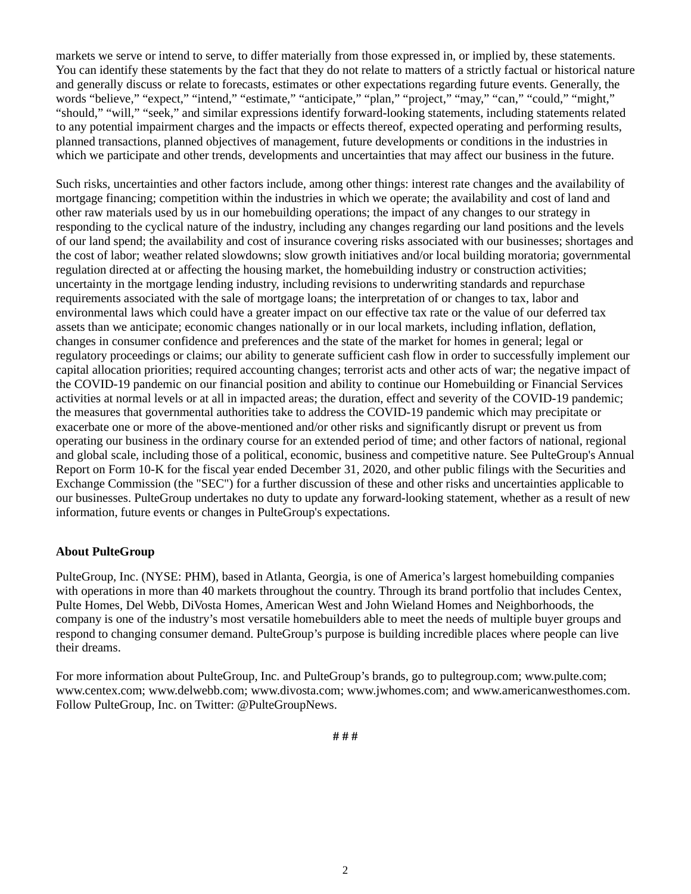markets we serve or intend to serve, to differ materially from those expressed in, or implied by, these statements. You can identify these statements by the fact that they do not relate to matters of a strictly factual or historical nature and generally discuss or relate to forecasts, estimates or other expectations regarding future events. Generally, the words “believe,” “expect,” “intend,” “estimate,” “anticipate,” “plan,” “project,” “may,” “can,” “could,” “might,” “should,” “will,” “seek,” and similar expressions identify forward-looking statements, including statements related to any potential impairment charges and the impacts or effects thereof, expected operating and performing results, planned transactions, planned objectives of management, future developments or conditions in the industries in which we participate and other trends, developments and uncertainties that may affect our business in the future.

Such risks, uncertainties and other factors include, among other things: interest rate changes and the availability of mortgage financing; competition within the industries in which we operate; the availability and cost of land and other raw materials used by us in our homebuilding operations; the impact of any changes to our strategy in responding to the cyclical nature of the industry, including any changes regarding our land positions and the levels of our land spend; the availability and cost of insurance covering risks associated with our businesses; shortages and the cost of labor; weather related slowdowns; slow growth initiatives and/or local building moratoria; governmental regulation directed at or affecting the housing market, the homebuilding industry or construction activities; uncertainty in the mortgage lending industry, including revisions to underwriting standards and repurchase requirements associated with the sale of mortgage loans; the interpretation of or changes to tax, labor and environmental laws which could have a greater impact on our effective tax rate or the value of our deferred tax assets than we anticipate; economic changes nationally or in our local markets, including inflation, deflation, changes in consumer confidence and preferences and the state of the market for homes in general; legal or regulatory proceedings or claims; our ability to generate sufficient cash flow in order to successfully implement our capital allocation priorities; required accounting changes; terrorist acts and other acts of war; the negative impact of the COVID-19 pandemic on our financial position and ability to continue our Homebuilding or Financial Services activities at normal levels or at all in impacted areas; the duration, effect and severity of the COVID-19 pandemic; the measures that governmental authorities take to address the COVID-19 pandemic which may precipitate or exacerbate one or more of the above-mentioned and/or other risks and significantly disrupt or prevent us from operating our business in the ordinary course for an extended period of time; and other factors of national, regional and global scale, including those of a political, economic, business and competitive nature. See PulteGroup's Annual Report on Form 10-K for the fiscal year ended December 31, 2020, and other public filings with the Securities and Exchange Commission (the "SEC") for a further discussion of these and other risks and uncertainties applicable to our businesses. PulteGroup undertakes no duty to update any forward-looking statement, whether as a result of new information, future events or changes in PulteGroup's expectations.

**About PulteGroup**

PulteGroup, Inc. (NYSE: PHM), based in Atlanta, Georgia, is one of America’s largest homebuilding companies with operations in more than 40 markets throughout the country. Through its brand portfolio that includes Centex, Pulte Homes, Del Webb, DiVosta Homes, American West and John Wieland Homes and Neighborhoods, the company is one of the industry’s most versatile homebuilders able to meet the needs of multiple buyer groups and respond to changing consumer demand. PulteGroup’s purpose is building incredible places where people can live their dreams.

For more information about PulteGroup, Inc. and PulteGroup’s brands, go to pultegroup.com; www.pulte.com; www.centex.com; www.delwebb.com; www.divosta.com; www.jwhomes.com; and www.americanwesthomes.com. Follow PulteGroup, Inc. on Twitter: @PulteGroupNews.

# # #